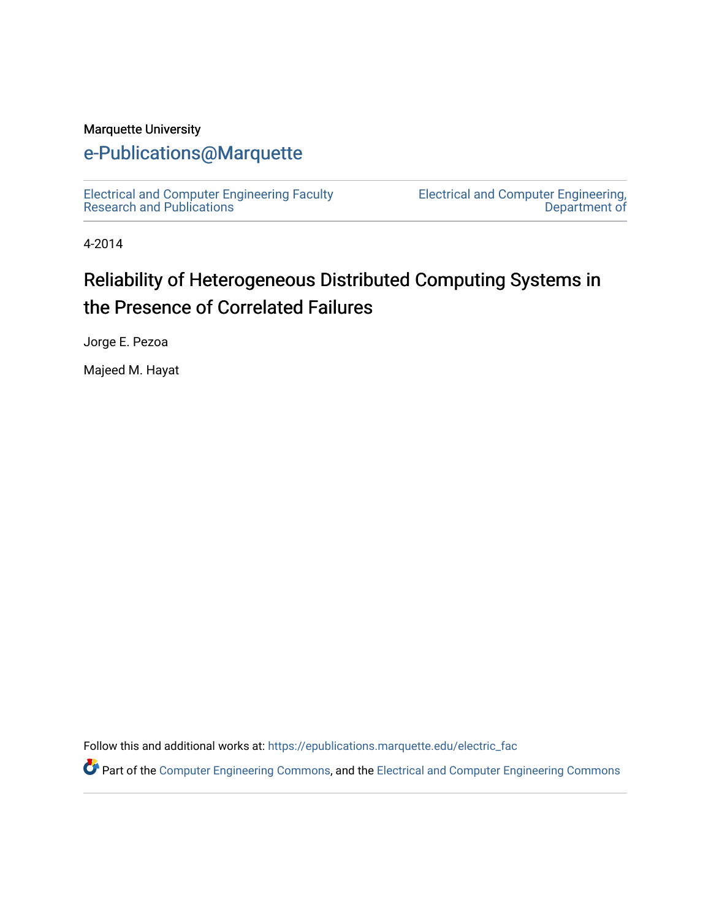Marquette University

# e-Publications@Marquette

Electrical and Computer Engineering Faculty Research and Publications

Electrical and Computer Engineering, Department of

4-2014

# Reliability of Heterogeneous Distributed Computing Systems in the Presence of Correlated Failures

Jorge E. Pezoa

Majeed M. Hayat

Follow this and additional works at: https://epublications.marquette.edu/electric_fac

Part of the Computer Engineering Commons, and the Electrical and Computer Engineering Commons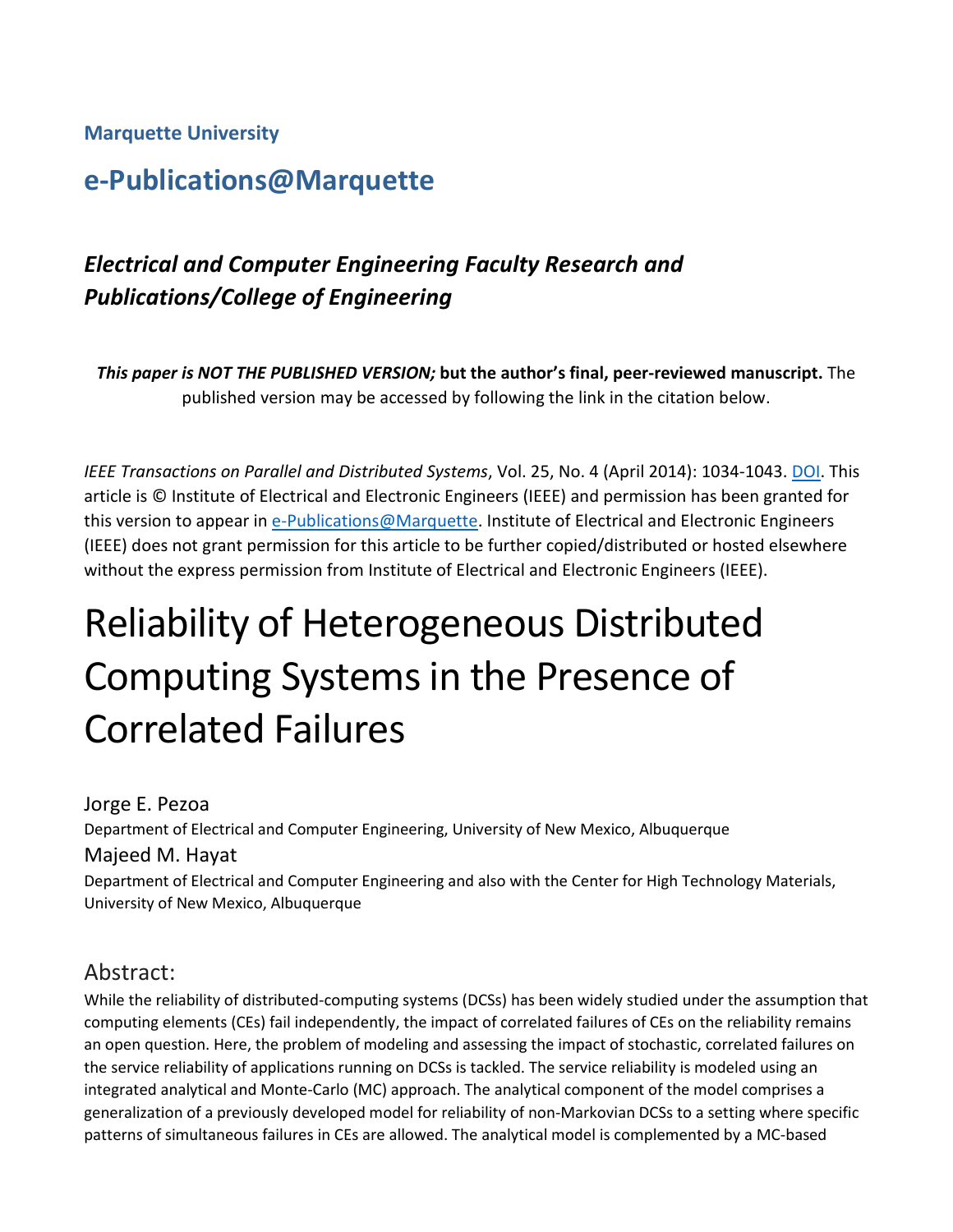**Marquette University**

## e-Publications@Marquette

### *Electrical and Computer Engineering Faculty Research and Publications/College of Engineering*

***This paper is NOT THE PUBLISHED VERSION;* but the author's final, peer-reviewed manuscript.** The published version may be accessed by following the link in the citation below.

*IEEE Transactions on Parallel and Distributed Systems*, Vol. 25, No. 4 (April 2014): 1034-1043. DOI. This article is © Institute of Electrical and Electronic Engineers (IEEE) and permission has been granted for this version to appear in e-Publications@Marquette. Institute of Electrical and Electronic Engineers (IEEE) does not grant permission for this article to be further copied/distributed or hosted elsewhere without the express permission from Institute of Electrical and Electronic Engineers (IEEE).

# Reliability of Heterogeneous Distributed Computing Systems in the Presence of Correlated Failures

Jorge E. Pezoa

Department of Electrical and Computer Engineering, University of New Mexico, Albuquerque

Majeed M. Hayat

Department of Electrical and Computer Engineering and also with the Center for High Technology Materials, University of New Mexico, Albuquerque

## Abstract:

While the reliability of distributed-computing systems (DCSs) has been widely studied under the assumption that computing elements (CEs) fail independently, the impact of correlated failures of CEs on the reliability remains an open question. Here, the problem of modeling and assessing the impact of stochastic, correlated failures on the service reliability of applications running on DCSs is tackled. The service reliability is modeled using an integrated analytical and Monte-Carlo (MC) approach. The analytical component of the model comprises a generalization of a previously developed model for reliability of non-Markovian DCSs to a setting where specific patterns of simultaneous failures in CEs are allowed. The analytical model is complemented by a MC-based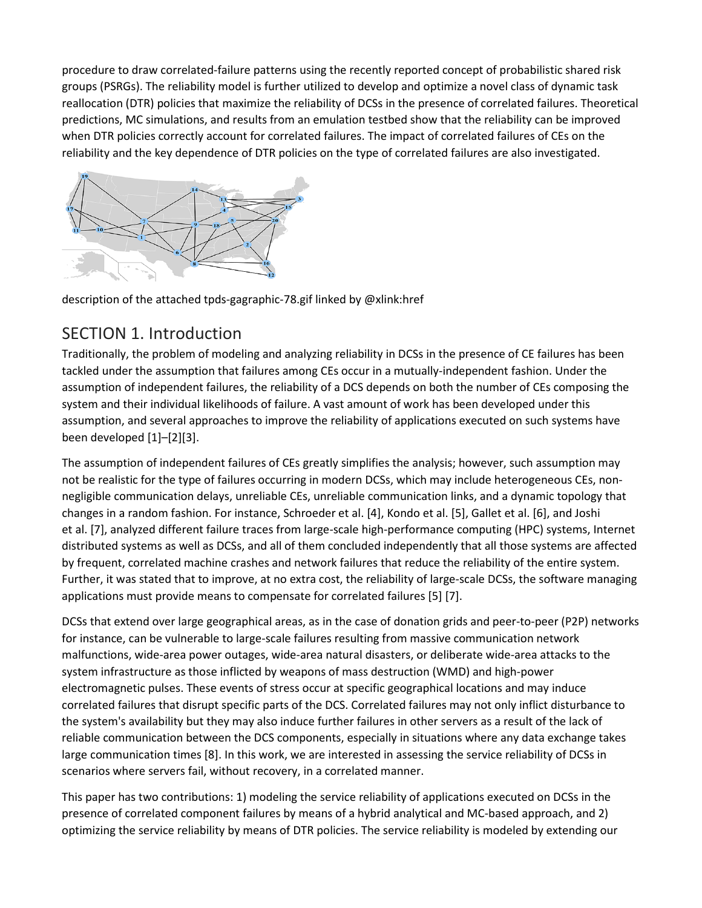procedure to draw correlated-failure patterns using the recently reported concept of probabilistic shared risk groups (PSRGs). The reliability model is further utilized to develop and optimize a novel class of dynamic task reallocation (DTR) policies that maximize the reliability of DCSs in the presence of correlated failures. Theoretical predictions, MC simulations, and results from an emulation testbed show that the reliability can be improved when DTR policies correctly account for correlated failures. The impact of correlated failures of CEs on the reliability and the key dependence of DTR policies on the type of correlated failures are also investigated.

description of the attached tpds-gagraphic-78.gif linked by @xlink:href

## SECTION 1. Introduction

Traditionally, the problem of modeling and analyzing reliability in DCSs in the presence of CE failures has been tackled under the assumption that failures among CEs occur in a mutually-independent fashion. Under the assumption of independent failures, the reliability of a DCS depends on both the number of CEs composing the system and their individual likelihoods of failure. A vast amount of work has been developed under this assumption, and several approaches to improve the reliability of applications executed on such systems have been developed [1]–[2][3].

The assumption of independent failures of CEs greatly simplifies the analysis; however, such assumption may not be realistic for the type of failures occurring in modern DCSs, which may include heterogeneous CEs, non-negligible communication delays, unreliable CEs, unreliable communication links, and a dynamic topology that changes in a random fashion. For instance, Schroeder et al. [4], Kondo et al. [5], Gallet et al. [6], and Joshi et al. [7], analyzed different failure traces from large-scale high-performance computing (HPC) systems, Internet distributed systems as well as DCSs, and all of them concluded independently that all those systems are affected by frequent, correlated machine crashes and network failures that reduce the reliability of the entire system. Further, it was stated that to improve, at no extra cost, the reliability of large-scale DCSs, the software managing applications must provide means to compensate for correlated failures [5] [7].

DCSs that extend over large geographical areas, as in the case of donation grids and peer-to-peer (P2P) networks for instance, can be vulnerable to large-scale failures resulting from massive communication network malfunctions, wide-area power outages, wide-area natural disasters, or deliberate wide-area attacks to the system infrastructure as those inflicted by weapons of mass destruction (WMD) and high-power electromagnetic pulses. These events of stress occur at specific geographical locations and may induce correlated failures that disrupt specific parts of the DCS. Correlated failures may not only inflict disturbance to the system's availability but they may also induce further failures in other servers as a result of the lack of reliable communication between the DCS components, especially in situations where any data exchange takes large communication times [8]. In this work, we are interested in assessing the service reliability of DCSs in scenarios where servers fail, without recovery, in a correlated manner.

This paper has two contributions: 1) modeling the service reliability of applications executed on DCSs in the presence of correlated component failures by means of a hybrid analytical and MC-based approach, and 2) optimizing the service reliability by means of DTR policies. The service reliability is modeled by extending our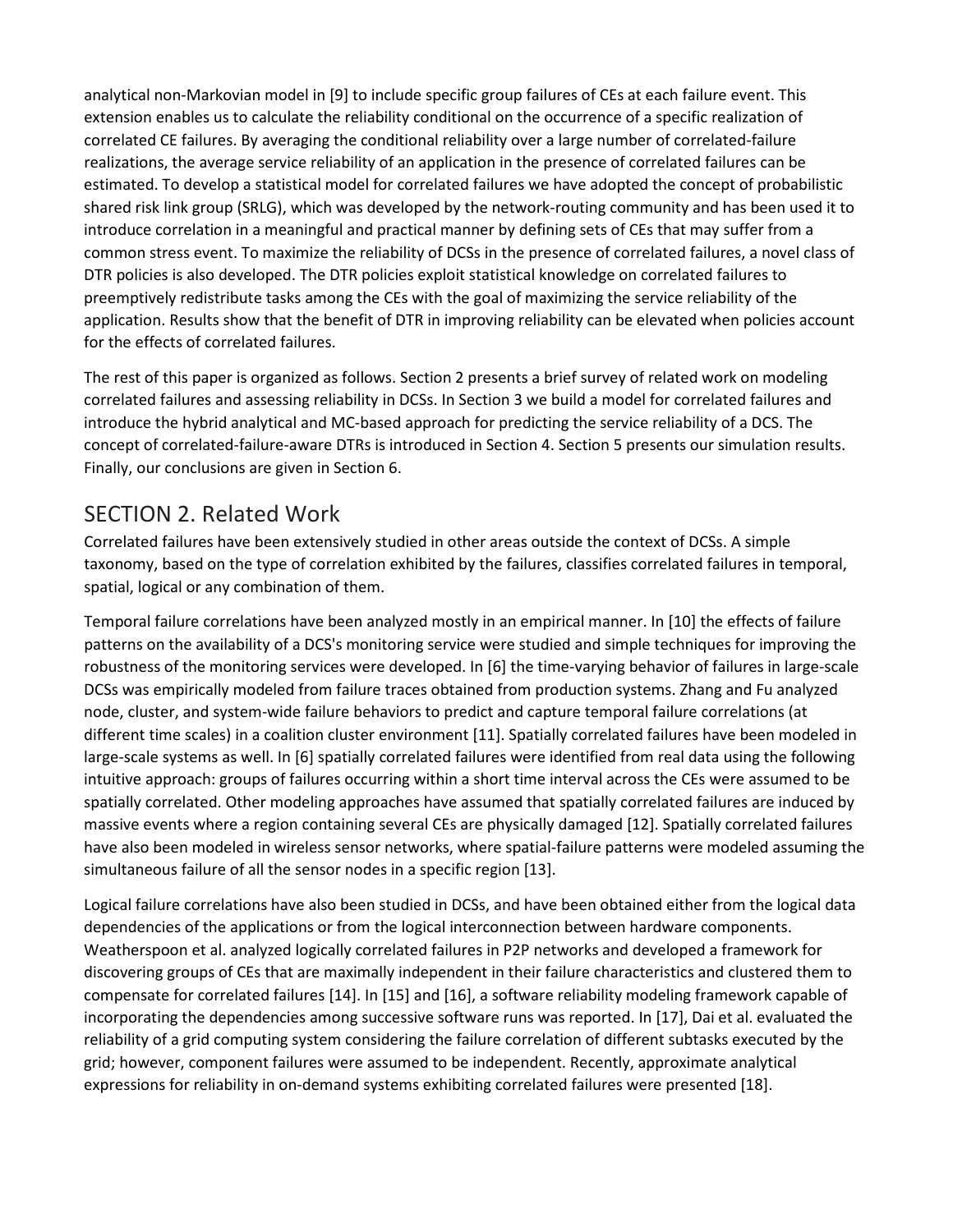analytical non-Markovian model in [9] to include specific group failures of CEs at each failure event. This extension enables us to calculate the reliability conditional on the occurrence of a specific realization of correlated CE failures. By averaging the conditional reliability over a large number of correlated-failure realizations, the average service reliability of an application in the presence of correlated failures can be estimated. To develop a statistical model for correlated failures we have adopted the concept of probabilistic shared risk link group (SRLG), which was developed by the network-routing community and has been used it to introduce correlation in a meaningful and practical manner by defining sets of CEs that may suffer from a common stress event. To maximize the reliability of DCSs in the presence of correlated failures, a novel class of DTR policies is also developed. The DTR policies exploit statistical knowledge on correlated failures to preemptively redistribute tasks among the CEs with the goal of maximizing the service reliability of the application. Results show that the benefit of DTR in improving reliability can be elevated when policies account for the effects of correlated failures.

The rest of this paper is organized as follows. Section 2 presents a brief survey of related work on modeling correlated failures and assessing reliability in DCSs. In Section 3 we build a model for correlated failures and introduce the hybrid analytical and MC-based approach for predicting the service reliability of a DCS. The concept of correlated-failure-aware DTRs is introduced in Section 4. Section 5 presents our simulation results. Finally, our conclusions are given in Section 6.

## SECTION 2. Related Work

Correlated failures have been extensively studied in other areas outside the context of DCSs. A simple taxonomy, based on the type of correlation exhibited by the failures, classifies correlated failures in temporal, spatial, logical or any combination of them.

Temporal failure correlations have been analyzed mostly in an empirical manner. In [10] the effects of failure patterns on the availability of a DCS's monitoring service were studied and simple techniques for improving the robustness of the monitoring services were developed. In [6] the time-varying behavior of failures in large-scale DCSs was empirically modeled from failure traces obtained from production systems. Zhang and Fu analyzed node, cluster, and system-wide failure behaviors to predict and capture temporal failure correlations (at different time scales) in a coalition cluster environment [11]. Spatially correlated failures have been modeled in large-scale systems as well. In [6] spatially correlated failures were identified from real data using the following intuitive approach: groups of failures occurring within a short time interval across the CEs were assumed to be spatially correlated. Other modeling approaches have assumed that spatially correlated failures are induced by massive events where a region containing several CEs are physically damaged [12]. Spatially correlated failures have also been modeled in wireless sensor networks, where spatial-failure patterns were modeled assuming the simultaneous failure of all the sensor nodes in a specific region [13].

Logical failure correlations have also been studied in DCSs, and have been obtained either from the logical data dependencies of the applications or from the logical interconnection between hardware components. Weatherspoon et al. analyzed logically correlated failures in P2P networks and developed a framework for discovering groups of CEs that are maximally independent in their failure characteristics and clustered them to compensate for correlated failures [14]. In [15] and [16], a software reliability modeling framework capable of incorporating the dependencies among successive software runs was reported. In [17], Dai et al. evaluated the reliability of a grid computing system considering the failure correlation of different subtasks executed by the grid; however, component failures were assumed to be independent. Recently, approximate analytical expressions for reliability in on-demand systems exhibiting correlated failures were presented [18].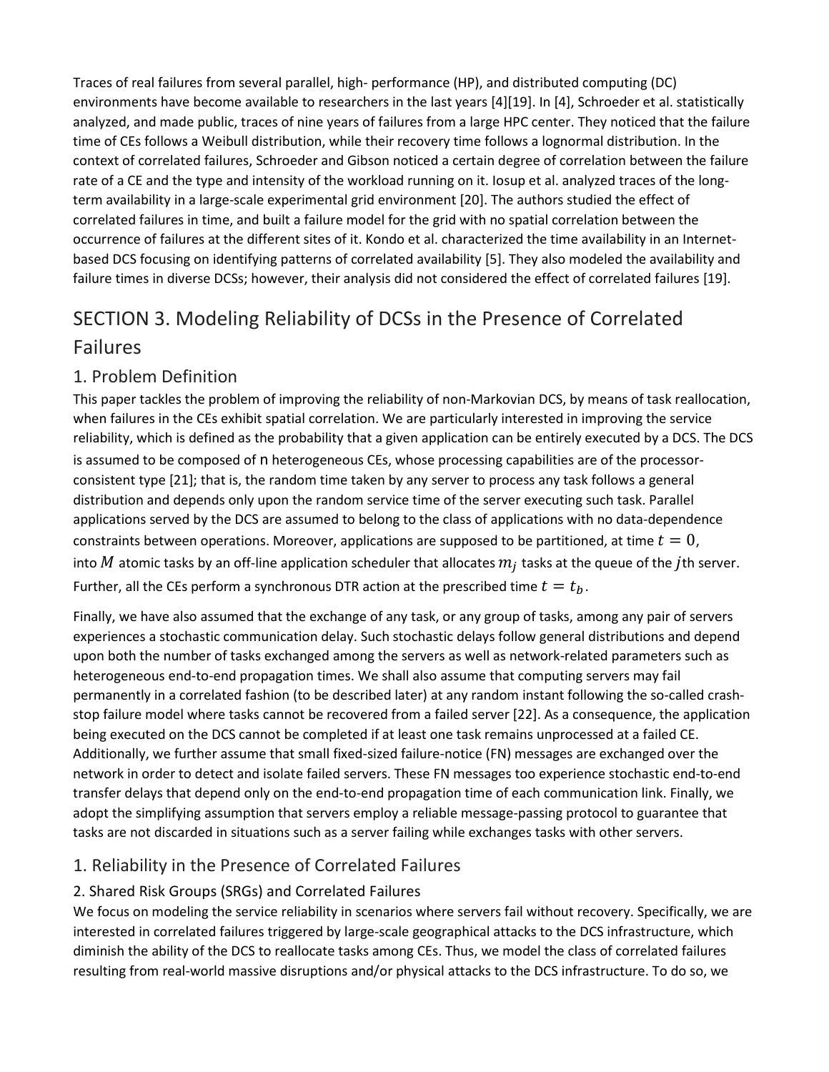Traces of real failures from several parallel, high- performance (HP), and distributed computing (DC) environments have become available to researchers in the last years [4][19]. In [4], Schroeder et al. statistically analyzed, and made public, traces of nine years of failures from a large HPC center. They noticed that the failure time of CEs follows a Weibull distribution, while their recovery time follows a lognormal distribution. In the context of correlated failures, Schroeder and Gibson noticed a certain degree of correlation between the failure rate of a CE and the type and intensity of the workload running on it. Iosup et al. analyzed traces of the long-term availability in a large-scale experimental grid environment [20]. The authors studied the effect of correlated failures in time, and built a failure model for the grid with no spatial correlation between the occurrence of failures at the different sites of it. Kondo et al. characterized the time availability in an Internet-based DCS focusing on identifying patterns of correlated availability [5]. They also modeled the availability and failure times in diverse DCSs; however, their analysis did not considered the effect of correlated failures [19].

## SECTION 3. Modeling Reliability of DCSs in the Presence of Correlated Failures

### 1. Problem Definition

This paper tackles the problem of improving the reliability of non-Markovian DCS, by means of task reallocation, when failures in the CEs exhibit spatial correlation. We are particularly interested in improving the service reliability, which is defined as the probability that a given application can be entirely executed by a DCS. The DCS is assumed to be composed of $n$ heterogeneous CEs, whose processing capabilities are of the processor-consistent type [21]; that is, the random time taken by any server to process any task follows a general distribution and depends only upon the random service time of the server executing such task. Parallel applications served by the DCS are assumed to belong to the class of applications with no data-dependence constraints between operations. Moreover, applications are supposed to be partitioned, at time $t = 0$, into $M$ atomic tasks by an off-line application scheduler that allocates $m_j$ tasks at the queue of the $j$th server. Further, all the CEs perform a synchronous DTR action at the prescribed time $t = t_b$.

Finally, we have also assumed that the exchange of any task, or any group of tasks, among any pair of servers experiences a stochastic communication delay. Such stochastic delays follow general distributions and depend upon both the number of tasks exchanged among the servers as well as network-related parameters such as heterogeneous end-to-end propagation times. We shall also assume that computing servers may fail permanently in a correlated fashion (to be described later) at any random instant following the so-called crash-stop failure model where tasks cannot be recovered from a failed server [22]. As a consequence, the application being executed on the DCS cannot be completed if at least one task remains unprocessed at a failed CE. Additionally, we further assume that small fixed-sized failure-notice (FN) messages are exchanged over the network in order to detect and isolate failed servers. These FN messages too experience stochastic end-to-end transfer delays that depend only on the end-to-end propagation time of each communication link. Finally, we adopt the simplifying assumption that servers employ a reliable message-passing protocol to guarantee that tasks are not discarded in situations such as a server failing while exchanges tasks with other servers.

### 1. Reliability in the Presence of Correlated Failures

#### 2. Shared Risk Groups (SRGs) and Correlated Failures

We focus on modeling the service reliability in scenarios where servers fail without recovery. Specifically, we are interested in correlated failures triggered by large-scale geographical attacks to the DCS infrastructure, which diminish the ability of the DCS to reallocate tasks among CEs. Thus, we model the class of correlated failures resulting from real-world massive disruptions and/or physical attacks to the DCS infrastructure. To do so, we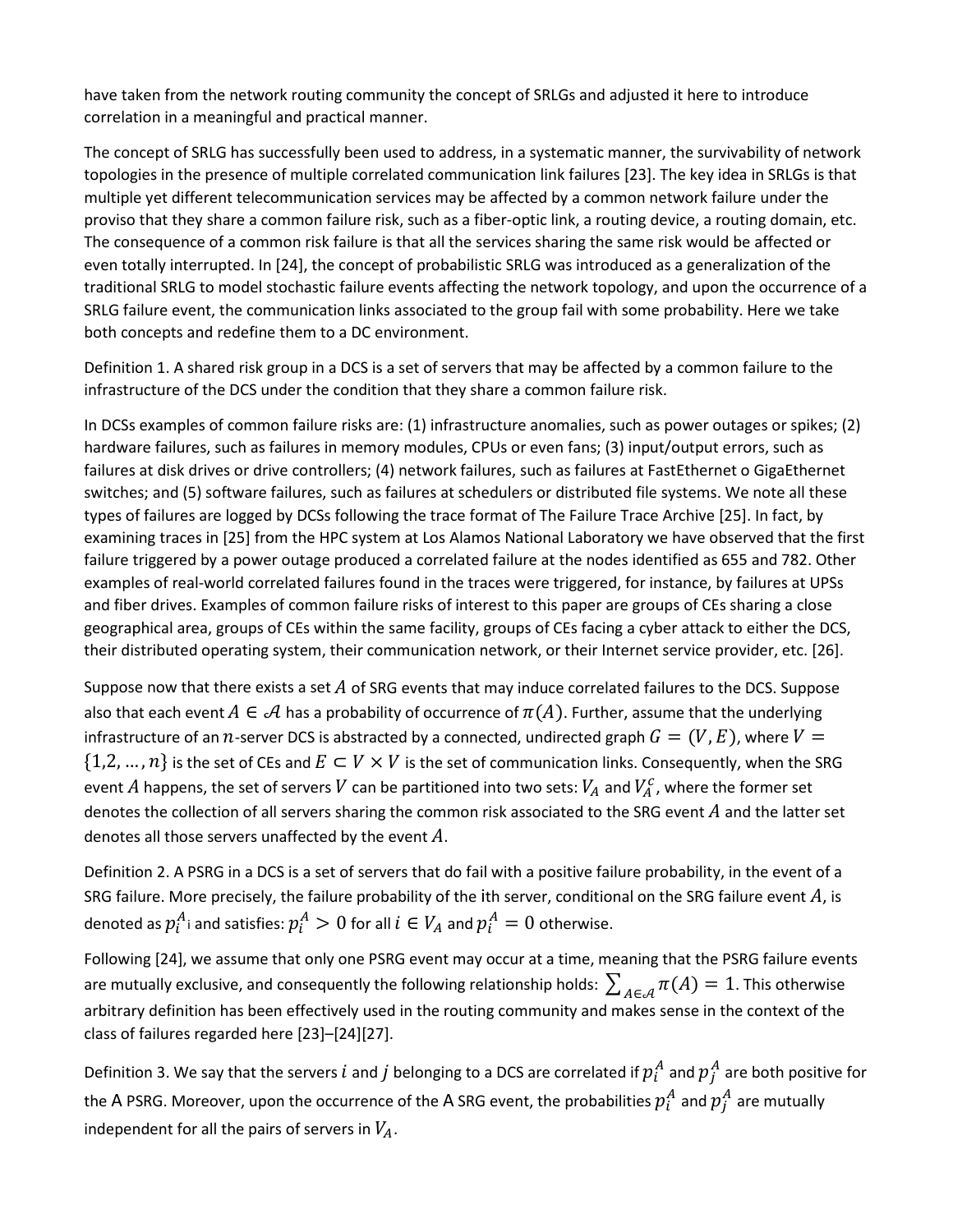have taken from the network routing community the concept of SRLGs and adjusted it here to introduce correlation in a meaningful and practical manner.

The concept of SRLG has successfully been used to address, in a systematic manner, the survivability of network topologies in the presence of multiple correlated communication link failures [23]. The key idea in SRLGs is that multiple yet different telecommunication services may be affected by a common network failure under the proviso that they share a common failure risk, such as a fiber-optic link, a routing device, a routing domain, etc. The consequence of a common risk failure is that all the services sharing the same risk would be affected or even totally interrupted. In [24], the concept of probabilistic SRLG was introduced as a generalization of the traditional SRLG to model stochastic failure events affecting the network topology, and upon the occurrence of a SRLG failure event, the communication links associated to the group fail with some probability. Here we take both concepts and redefine them to a DC environment.

Definition 1. A shared risk group in a DCS is a set of servers that may be affected by a common failure to the infrastructure of the DCS under the condition that they share a common failure risk.

In DCSs examples of common failure risks are: (1) infrastructure anomalies, such as power outages or spikes; (2) hardware failures, such as failures in memory modules, CPUs or even fans; (3) input/output errors, such as failures at disk drives or drive controllers; (4) network failures, such as failures at FastEthernet o GigaEthernet switches; and (5) software failures, such as failures at schedulers or distributed file systems. We note all these types of failures are logged by DCSs following the trace format of The Failure Trace Archive [25]. In fact, by examining traces in [25] from the HPC system at Los Alamos National Laboratory we have observed that the first failure triggered by a power outage produced a correlated failure at the nodes identified as 655 and 782. Other examples of real-world correlated failures found in the traces were triggered, for instance, by failures at UPSs and fiber drives. Examples of common failure risks of interest to this paper are groups of CEs sharing a close geographical area, groups of CEs within the same facility, groups of CEs facing a cyber attack to either the DCS, their distributed operating system, their communication network, or their Internet service provider, etc. [26].

Suppose now that there exists a set $A$ of SRG events that may induce correlated failures to the DCS. Suppose also that each event $A \in \mathcal{A}$ has a probability of occurrence of $\pi(A)$. Further, assume that the underlying infrastructure of an $n$-server DCS is abstracted by a connected, undirected graph $G = (V, E)$, where $V = \{1, 2, \ldots, n\}$ is the set of CEs and $E \subset V \times V$ is the set of communication links. Consequently, when the SRG event $A$ happens, the set of servers $V$ can be partitioned into two sets: $V_A$ and $V_A^c$, where the former set denotes the collection of all servers sharing the common risk associated to the SRG event $A$ and the latter set denotes all those servers unaffected by the event $A$.

Definition 2. A PSRG in a DCS is a set of servers that do fail with a positive failure probability, in the event of a SRG failure. More precisely, the failure probability of the ith server, conditional on the SRG failure event $A$, is denoted as $p_i^A$i and satisfies: $p_i^A > 0$ for all $i \in V_A$ and $p_i^A = 0$ otherwise.

Following [24], we assume that only one PSRG event may occur at a time, meaning that the PSRG failure events are mutually exclusive, and consequently the following relationship holds: $\sum_{A \in \mathcal{A}} \pi(A) = 1$. This otherwise arbitrary definition has been effectively used in the routing community and makes sense in the context of the class of failures regarded here [23]–[24][27].

Definition 3. We say that the servers $i$ and $j$ belonging to a DCS are correlated if $p_i^A$ and $p_j^A$ are both positive for the A PSRG. Moreover, upon the occurrence of the A SRG event, the probabilities $p_i^A$ and $p_j^A$ are mutually independent for all the pairs of servers in $V_A$.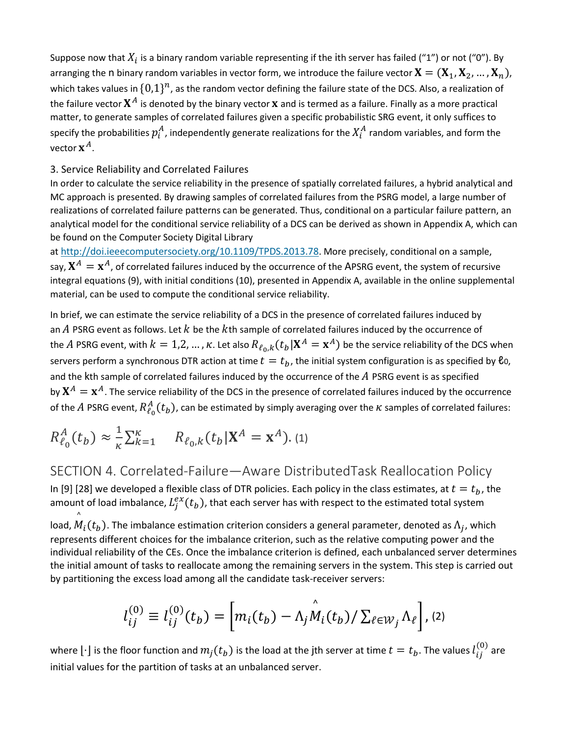Suppose now that $X_i$ is a binary random variable representing if the ith server has failed ("1") or not ("0"). By arranging the n binary random variables in vector form, we introduce the failure vector $\mathbf{X} = (\mathbf{X}_1, \mathbf{X}_2, \ldots, \mathbf{X}_n)$, which takes values in $\{0,1\}^n$, as the random vector defining the failure state of the DCS. Also, a realization of the failure vector $\mathbf{X}^A$ is denoted by the binary vector $\mathbf{x}$ and is termed as a failure. Finally as a more practical matter, to generate samples of correlated failures given a specific probabilistic SRG event, it only suffices to specify the probabilities $p_i^A$, independently generate realizations for the $X_i^A$ random variables, and form the vector $\mathbf{x}^A$.

## 3. Service Reliability and Correlated Failures

In order to calculate the service reliability in the presence of spatially correlated failures, a hybrid analytical and MC approach is presented. By drawing samples of correlated failures from the PSRG model, a large number of realizations of correlated failure patterns can be generated. Thus, conditional on a particular failure pattern, an analytical model for the conditional service reliability of a DCS can be derived as shown in Appendix A, which can be found on the Computer Society Digital Library at http://doi.ieeecomputersociety.org/10.1109/TPDS.2013.78. More precisely, conditional on a sample, say, $\mathbf{X}^A = \mathbf{x}^A$, of correlated failures induced by the occurrence of the APSRG event, the system of recursive integral equations (9), with initial conditions (10), presented in Appendix A, available in the online supplemental material, can be used to compute the conditional service reliability.

In brief, we can estimate the service reliability of a DCS in the presence of correlated failures induced by an $A$ PSRG event as follows. Let $k$ be the $k$th sample of correlated failures induced by the occurrence of the $A$ PSRG event, with $k = 1, 2, \ldots, \kappa$. Let also $R_{\ell_0,k}(t_b|\mathbf{X}^A = \mathbf{x}^A)$ be the service reliability of the DCS when servers perform a synchronous DTR action at time $t = t_b$, the initial system configuration is as specified by $\ell_0$, and the kth sample of correlated failures induced by the occurrence of the $A$ PSRG event is as specified by $\mathbf{X}^A = \mathbf{x}^A$. The service reliability of the DCS in the presence of correlated failures induced by the occurrence of the $A$ PSRG event, $R_{\ell_0}^A(t_b)$, can be estimated by simply averaging over the $\kappa$ samples of correlated failures:

$$R_{\ell_0}^A(t_b) \approx \frac{1}{\kappa}\sum_{k=1}^{\kappa} \quad R_{\ell_0,k}(t_b|\mathbf{X}^A = \mathbf{x}^A). \quad (1)$$

## SECTION 4. Correlated-Failure—Aware DistributedTask Reallocation Policy

In [9] [28] we developed a flexible class of DTR policies. Each policy in the class estimates, at $t = t_b$, the amount of load imbalance, $L_j^{ex}(t_b)$, that each server has with respect to the estimated total system load, $\hat{M}_i(t_b)$. The imbalance estimation criterion considers a general parameter, denoted as $\Lambda_j$, which represents different choices for the imbalance criterion, such as the relative computing power and the individual reliability of the CEs. Once the imbalance criterion is defined, each unbalanced server determines the initial amount of tasks to reallocate among the remaining servers in the system. This step is carried out by partitioning the excess load among all the candidate task-receiver servers:

$$l_{ij}^{(0)} \equiv l_{ij}^{(0)}(t_b) = \left\lfloor m_i(t_b) - \Lambda_j \hat{M}_i(t_b) / \textstyle\sum_{\ell \in \mathcal{W}_j} \Lambda_\ell \right\rfloor, \quad (2)$$

where $\lfloor \cdot \rfloor$ is the floor function and $m_j(t_b)$ is the load at the jth server at time $t = t_b$. The values $l_{ij}^{(0)}$ are initial values for the partition of tasks at an unbalanced server.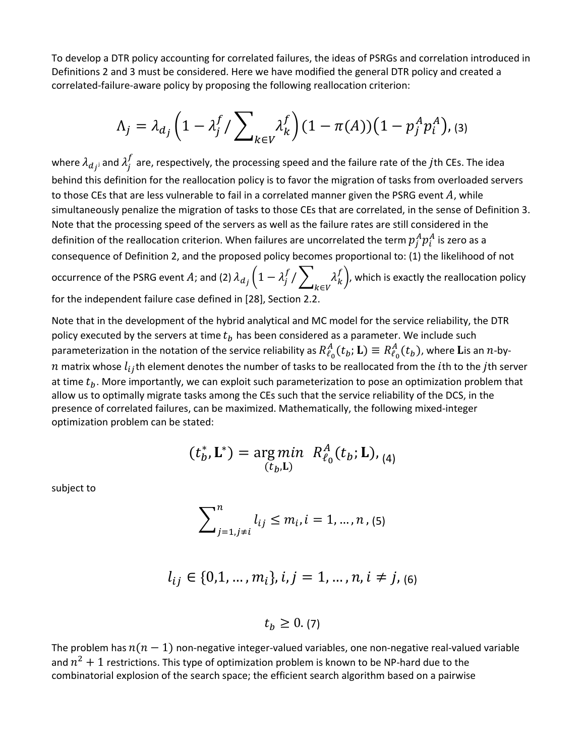To develop a DTR policy accounting for correlated failures, the ideas of PSRGs and correlation introduced in Definitions 2 and 3 must be considered. Here we have modified the general DTR policy and created a correlated-failure-aware policy by proposing the following reallocation criterion:

$$\Lambda_j = \lambda_{d_j}\left(1 - \lambda_j^f / \sum_{k \in V} \lambda_k^f\right)(1 - \pi(A))\left(1 - p_j^A p_i^A\right), \text{(3)}$$

where $\lambda_{d_j}$ and $\lambda_j^f$ are, respectively, the processing speed and the failure rate of the $j$th CEs. The idea behind this definition for the reallocation policy is to favor the migration of tasks from overloaded servers to those CEs that are less vulnerable to fail in a correlated manner given the PSRG event $A$, while simultaneously penalize the migration of tasks to those CEs that are correlated, in the sense of Definition 3. Note that the processing speed of the servers as well as the failure rates are still considered in the definition of the reallocation criterion. When failures are uncorrelated the term $p_j^A p_i^A$ is zero as a consequence of Definition 2, and the proposed policy becomes proportional to: (1) the likelihood of not occurrence of the PSRG event $A$; and (2) $\lambda_{d_j}\left(1 - \lambda_j^f / \sum_{k \in V} \lambda_k^f\right)$, which is exactly the reallocation policy for the independent failure case defined in [28], Section 2.2.

Note that in the development of the hybrid analytical and MC model for the service reliability, the DTR policy executed by the servers at time $t_b$ has been considered as a parameter. We include such parameterization in the notation of the service reliability as $R_{\ell_0}^A(t_b; \mathbf{L}) \equiv R_{\ell_0}^A(t_b)$, where $\mathbf{L}$is an $n$-by-$n$ matrix whose $l_{ij}$th element denotes the number of tasks to be reallocated from the $i$th to the $j$th server at time $t_b$. More importantly, we can exploit such parameterization to pose an optimization problem that allow us to optimally migrate tasks among the CEs such that the service reliability of the DCS, in the presence of correlated failures, can be maximized. Mathematically, the following mixed-integer optimization problem can be stated:

$$(t_b^*, \mathbf{L}^*) = \underset{(t_b, \mathbf{L})}{\arg\min} \;\; R_{\ell_0}^A(t_b; \mathbf{L}), \text{(4)}$$

subject to

$$\sum_{j=1, j \neq i}^{n} l_{ij} \leq m_i, i = 1, \ldots, n, \text{(5)}$$

$$l_{ij} \in \{0, 1, \ldots, m_i\}, i, j = 1, \ldots, n, i \neq j, \text{(6)}$$

$$t_b \geq 0. \text{(7)}$$

The problem has $n(n-1)$ non-negative integer-valued variables, one non-negative real-valued variable and $n^2 + 1$ restrictions. This type of optimization problem is known to be NP-hard due to the combinatorial explosion of the search space; the efficient search algorithm based on a pairwise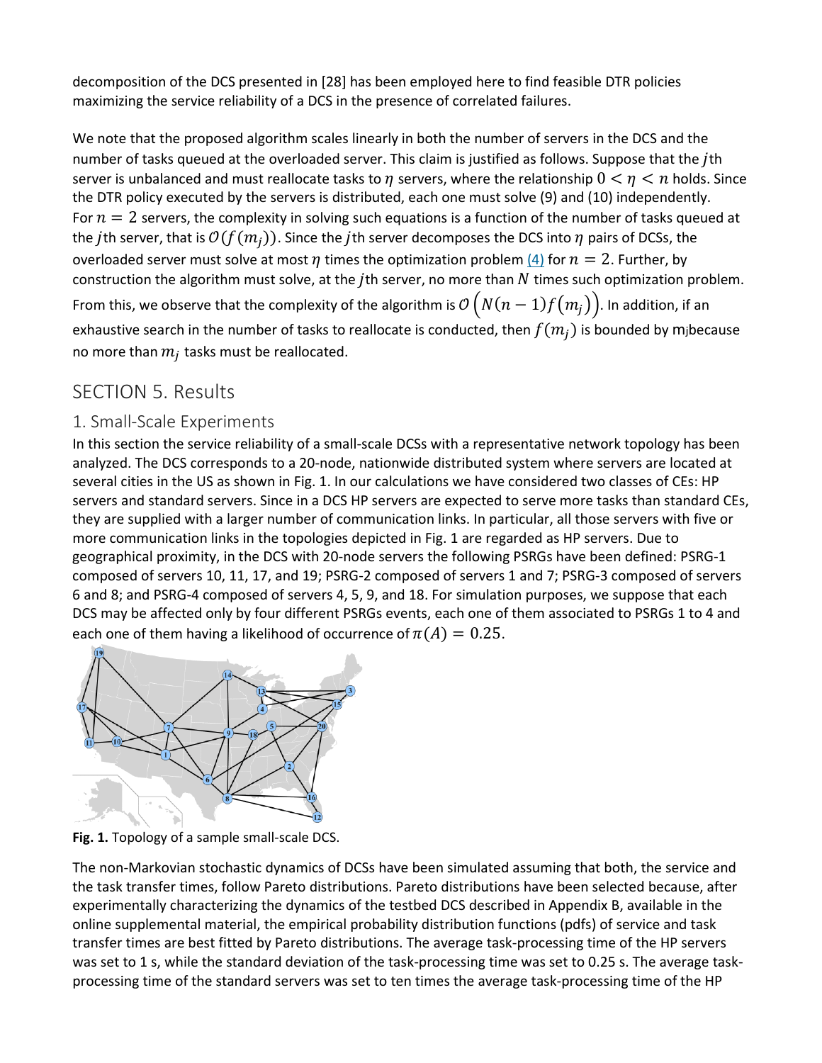decomposition of the DCS presented in [28] has been employed here to find feasible DTR policies maximizing the service reliability of a DCS in the presence of correlated failures.

We note that the proposed algorithm scales linearly in both the number of servers in the DCS and the number of tasks queued at the overloaded server. This claim is justified as follows. Suppose that the $j$th server is unbalanced and must reallocate tasks to $\eta$ servers, where the relationship $0 < \eta < n$ holds. Since the DTR policy executed by the servers is distributed, each one must solve (9) and (10) independently. For $n = 2$ servers, the complexity in solving such equations is a function of the number of tasks queued at the $j$th server, that is $\mathcal{O}(f(m_j))$. Since the $j$th server decomposes the DCS into $\eta$ pairs of DCSs, the overloaded server must solve at most $\eta$ times the optimization problem (4) for $n = 2$. Further, by construction the algorithm must solve, at the $j$th server, no more than $N$ times such optimization problem. From this, we observe that the complexity of the algorithm is $\mathcal{O}\left(N(n-1)f(m_j)\right)$. In addition, if an exhaustive search in the number of tasks to reallocate is conducted, then $f(m_j)$ is bounded by $m_j$ because no more than $m_j$ tasks must be reallocated.

## SECTION 5. Results

### 1. Small-Scale Experiments

In this section the service reliability of a small-scale DCSs with a representative network topology has been analyzed. The DCS corresponds to a 20-node, nationwide distributed system where servers are located at several cities in the US as shown in Fig. 1. In our calculations we have considered two classes of CEs: HP servers and standard servers. Since in a DCS HP servers are expected to serve more tasks than standard CEs, they are supplied with a larger number of communication links. In particular, all those servers with five or more communication links in the topologies depicted in Fig. 1 are regarded as HP servers. Due to geographical proximity, in the DCS with 20-node servers the following PSRGs have been defined: PSRG-1 composed of servers 10, 11, 17, and 19; PSRG-2 composed of servers 1 and 7; PSRG-3 composed of servers 6 and 8; and PSRG-4 composed of servers 4, 5, 9, and 18. For simulation purposes, we suppose that each DCS may be affected only by four different PSRGs events, each one of them associated to PSRGs 1 to 4 and each one of them having a likelihood of occurrence of $\pi(A) = 0.25$.

**Fig. 1.** Topology of a sample small-scale DCS.

The non-Markovian stochastic dynamics of DCSs have been simulated assuming that both, the service and the task transfer times, follow Pareto distributions. Pareto distributions have been selected because, after experimentally characterizing the dynamics of the testbed DCS described in Appendix B, available in the online supplemental material, the empirical probability distribution functions (pdfs) of service and task transfer times are best fitted by Pareto distributions. The average task-processing time of the HP servers was set to 1 s, while the standard deviation of the task-processing time was set to 0.25 s. The average task-processing time of the standard servers was set to ten times the average task-processing time of the HP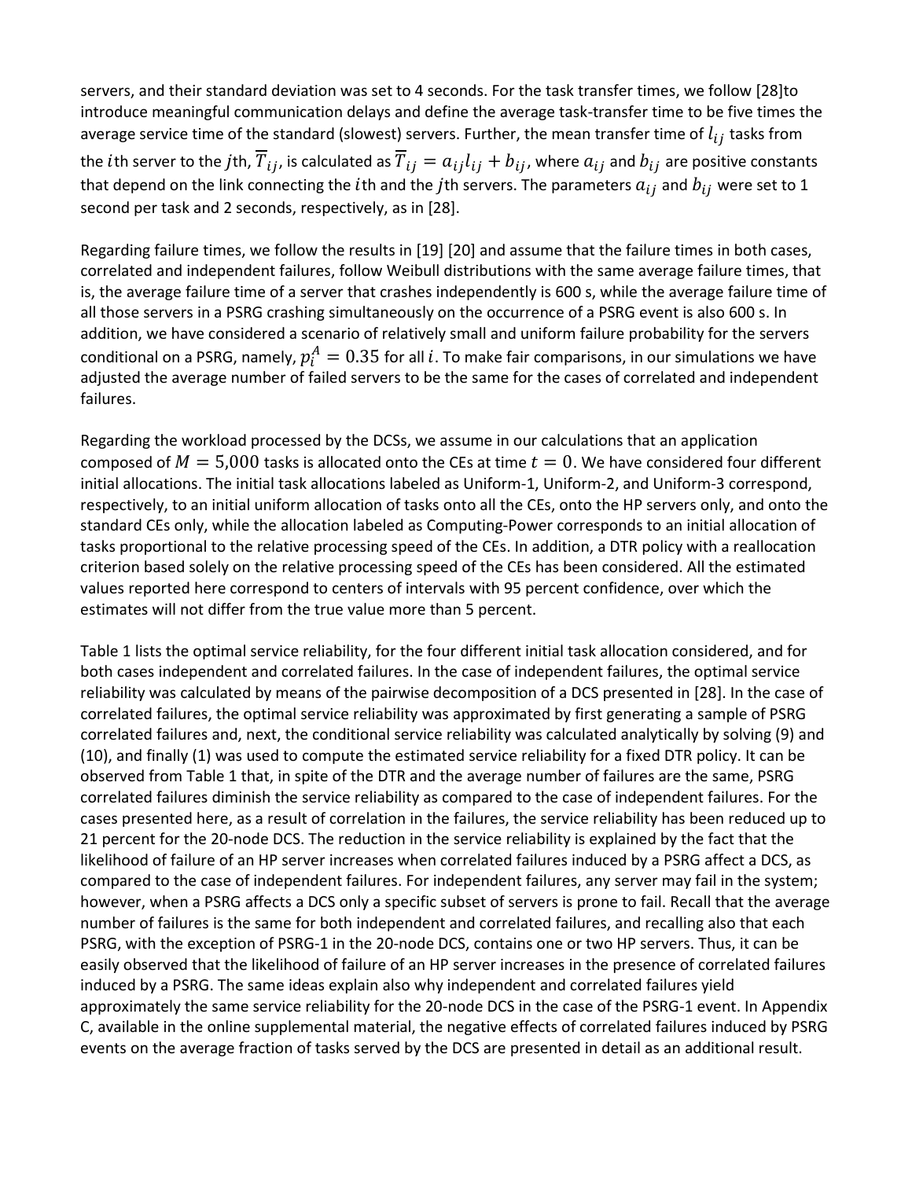servers, and their standard deviation was set to 4 seconds. For the task transfer times, we follow [28]to introduce meaningful communication delays and define the average task-transfer time to be five times the average service time of the standard (slowest) servers. Further, the mean transfer time of $l_{ij}$ tasks from the $i$th server to the $j$th, $\overline{T}_{ij}$, is calculated as $\overline{T}_{ij} = a_{ij} l_{ij} + b_{ij}$, where $a_{ij}$ and $b_{ij}$ are positive constants that depend on the link connecting the $i$th and the $j$th servers. The parameters $a_{ij}$ and $b_{ij}$ were set to 1 second per task and 2 seconds, respectively, as in [28].

Regarding failure times, we follow the results in [19] [20] and assume that the failure times in both cases, correlated and independent failures, follow Weibull distributions with the same average failure times, that is, the average failure time of a server that crashes independently is 600 s, while the average failure time of all those servers in a PSRG crashing simultaneously on the occurrence of a PSRG event is also 600 s. In addition, we have considered a scenario of relatively small and uniform failure probability for the servers conditional on a PSRG, namely, $p_i^A = 0.35$ for all $i$. To make fair comparisons, in our simulations we have adjusted the average number of failed servers to be the same for the cases of correlated and independent failures.

Regarding the workload processed by the DCSs, we assume in our calculations that an application composed of $M = 5{,}000$ tasks is allocated onto the CEs at time $t = 0$. We have considered four different initial allocations. The initial task allocations labeled as Uniform-1, Uniform-2, and Uniform-3 correspond, respectively, to an initial uniform allocation of tasks onto all the CEs, onto the HP servers only, and onto the standard CEs only, while the allocation labeled as Computing-Power corresponds to an initial allocation of tasks proportional to the relative processing speed of the CEs. In addition, a DTR policy with a reallocation criterion based solely on the relative processing speed of the CEs has been considered. All the estimated values reported here correspond to centers of intervals with 95 percent confidence, over which the estimates will not differ from the true value more than 5 percent.

Table 1 lists the optimal service reliability, for the four different initial task allocation considered, and for both cases independent and correlated failures. In the case of independent failures, the optimal service reliability was calculated by means of the pairwise decomposition of a DCS presented in [28]. In the case of correlated failures, the optimal service reliability was approximated by first generating a sample of PSRG correlated failures and, next, the conditional service reliability was calculated analytically by solving (9) and (10), and finally (1) was used to compute the estimated service reliability for a fixed DTR policy. It can be observed from Table 1 that, in spite of the DTR and the average number of failures are the same, PSRG correlated failures diminish the service reliability as compared to the case of independent failures. For the cases presented here, as a result of correlation in the failures, the service reliability has been reduced up to 21 percent for the 20-node DCS. The reduction in the service reliability is explained by the fact that the likelihood of failure of an HP server increases when correlated failures induced by a PSRG affect a DCS, as compared to the case of independent failures. For independent failures, any server may fail in the system; however, when a PSRG affects a DCS only a specific subset of servers is prone to fail. Recall that the average number of failures is the same for both independent and correlated failures, and recalling also that each PSRG, with the exception of PSRG-1 in the 20-node DCS, contains one or two HP servers. Thus, it can be easily observed that the likelihood of failure of an HP server increases in the presence of correlated failures induced by a PSRG. The same ideas explain also why independent and correlated failures yield approximately the same service reliability for the 20-node DCS in the case of the PSRG-1 event. In Appendix C, available in the online supplemental material, the negative effects of correlated failures induced by PSRG events on the average fraction of tasks served by the DCS are presented in detail as an additional result.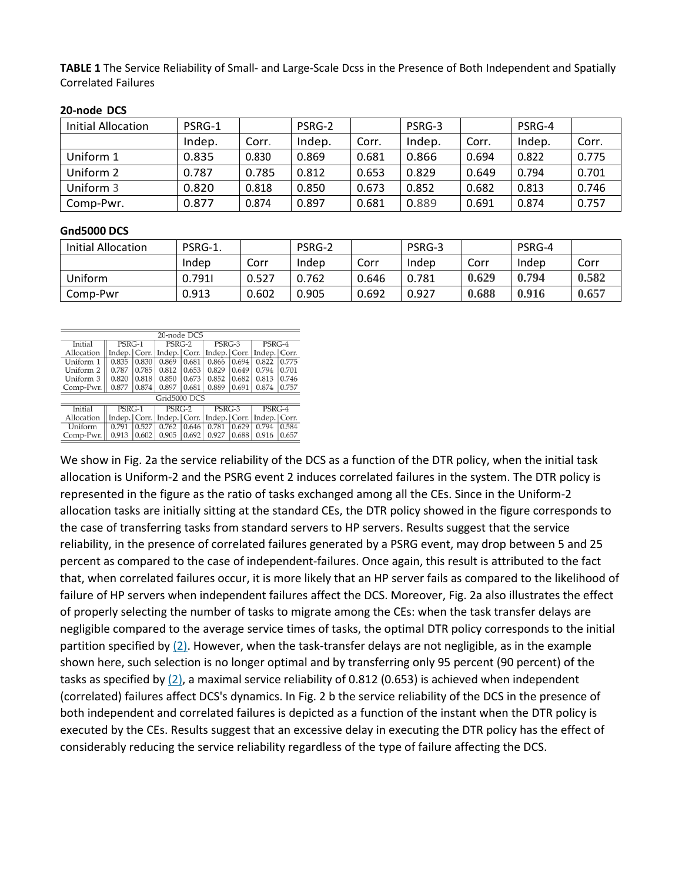**TABLE 1** The Service Reliability of Small- and Large-Scale Dcss in the Presence of Both Independent and Spatially Correlated Failures

**20-node DCS**

| Initial Allocation | PSRG-1 | | PSRG-2 | | PSRG-3 | | PSRG-4 | |
|---|---|---|---|---|---|---|---|---|
| | Indep. | Corr. | Indep. | Corr. | Indep. | Corr. | Indep. | Corr. |
| Uniform 1 | 0.835 | 0.830 | 0.869 | 0.681 | 0.866 | 0.694 | 0.822 | 0.775 |
| Uniform 2 | 0.787 | 0.785 | 0.812 | 0.653 | 0.829 | 0.649 | 0.794 | 0.701 |
| Uniform 3 | 0.820 | 0.818 | 0.850 | 0.673 | 0.852 | 0.682 | 0.813 | 0.746 |
| Comp-Pwr. | 0.877 | 0.874 | 0.897 | 0.681 | 0.889 | 0.691 | 0.874 | 0.757 |

**Gnd5000 DCS**

| Initial Allocation | PSRG-1. | | PSRG-2 | | PSRG-3 | | PSRG-4 | |
|---|---|---|---|---|---|---|---|---|
| | Indep | Corr | Indep | Corr | Indep | Corr | Indep | Corr |
| Uniform | 0.791l | 0.527 | 0.762 | 0.646 | 0.781 | 0.629 | 0.794 | 0.582 |
| Comp-Pwr | 0.913 | 0.602 | 0.905 | 0.692 | 0.927 | 0.688 | 0.916 | 0.657 |

| 20-node DCS | | | | | | | | |
|---|---|---|---|---|---|---|---|---|
| Initial Allocation | PSRG-1 | | PSRG-2 | | PSRG-3 | | PSRG-4 | |
| | Indep. | Corr. | Indep. | Corr. | Indep. | Corr. | Indep. | Corr. |
| Uniform 1 | 0.835 | 0.830 | 0.869 | 0.681 | 0.866 | 0.694 | 0.822 | 0.775 |
| Uniform 2 | 0.787 | 0.785 | 0.812 | 0.653 | 0.829 | 0.649 | 0.794 | 0.701 |
| Uniform 3 | 0.820 | 0.818 | 0.850 | 0.673 | 0.852 | 0.682 | 0.813 | 0.746 |
| Comp-Pwr. | 0.877 | 0.874 | 0.897 | 0.681 | 0.889 | 0.691 | 0.874 | 0.757 |
| **Grid5000 DCS** | | | | | | | | |
| Initial Allocation | PSRG-1 | | PSRG-2 | | PSRG-3 | | PSRG-4 | |
| | Indep. | Corr. | Indep. | Corr. | Indep. | Corr. | Indep. | Corr. |
| Uniform | 0.791 | 0.527 | 0.762 | 0.646 | 0.781 | 0.629 | 0.794 | 0.584 |
| Comp-Pwr. | 0.913 | 0.602 | 0.905 | 0.692 | 0.927 | 0.688 | 0.916 | 0.657 |

We show in Fig. 2a the service reliability of the DCS as a function of the DTR policy, when the initial task allocation is Uniform-2 and the PSRG event 2 induces correlated failures in the system. The DTR policy is represented in the figure as the ratio of tasks exchanged among all the CEs. Since in the Uniform-2 allocation tasks are initially sitting at the standard CEs, the DTR policy showed in the figure corresponds to the case of transferring tasks from standard servers to HP servers. Results suggest that the service reliability, in the presence of correlated failures generated by a PSRG event, may drop between 5 and 25 percent as compared to the case of independent-failures. Once again, this result is attributed to the fact that, when correlated failures occur, it is more likely that an HP server fails as compared to the likelihood of failure of HP servers when independent failures affect the DCS. Moreover, Fig. 2a also illustrates the effect of properly selecting the number of tasks to migrate among the CEs: when the task transfer delays are negligible compared to the average service times of tasks, the optimal DTR policy corresponds to the initial partition specified by (2). However, when the task-transfer delays are not negligible, as in the example shown here, such selection is no longer optimal and by transferring only 95 percent (90 percent) of the tasks as specified by (2), a maximal service reliability of 0.812 (0.653) is achieved when independent (correlated) failures affect DCS's dynamics. In Fig. 2 b the service reliability of the DCS in the presence of both independent and correlated failures is depicted as a function of the instant when the DTR policy is executed by the CEs. Results suggest that an excessive delay in executing the DTR policy has the effect of considerably reducing the service reliability regardless of the type of failure affecting the DCS.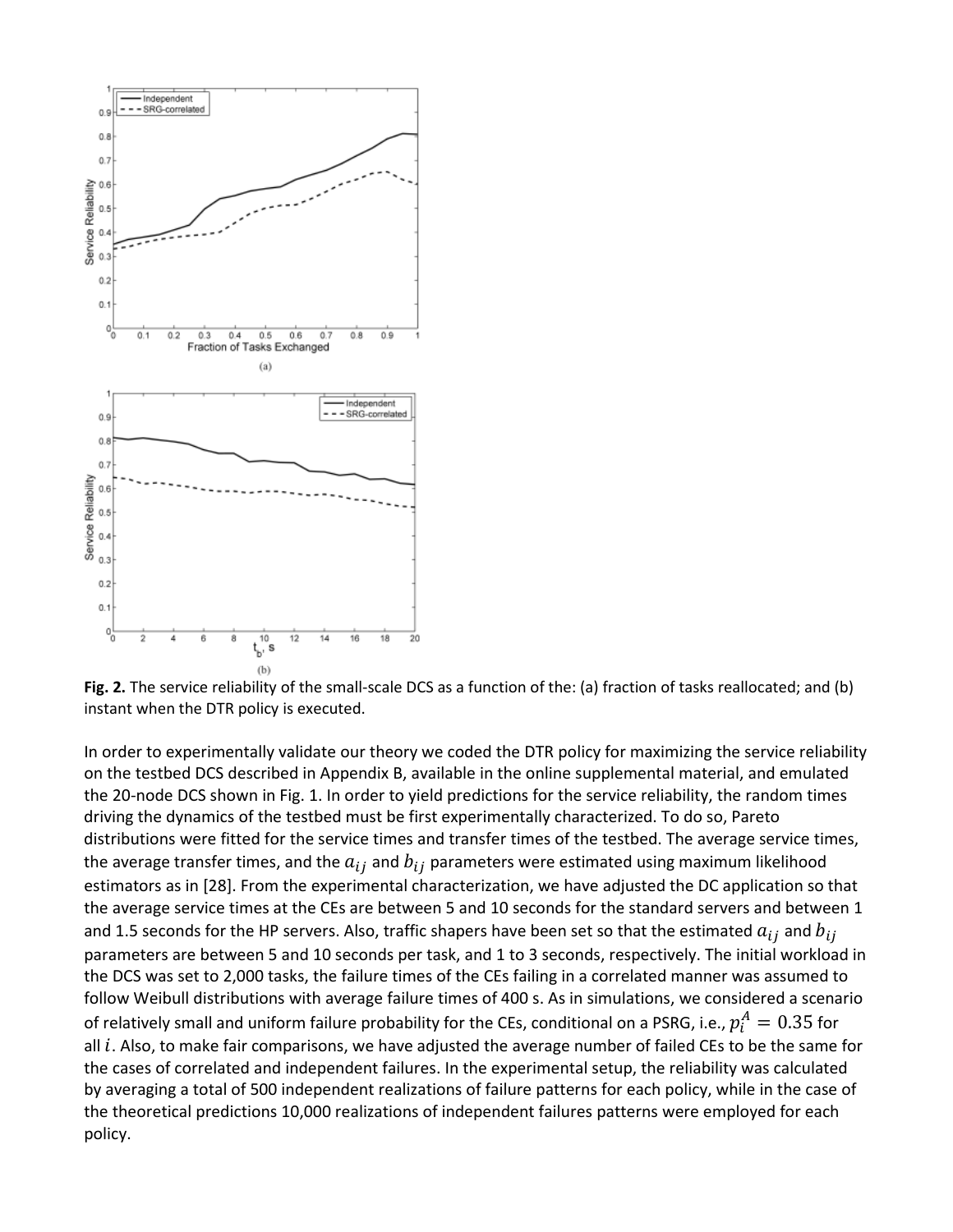**Fig. 2.** The service reliability of the small-scale DCS as a function of the: (a) fraction of tasks reallocated; and (b) instant when the DTR policy is executed.

In order to experimentally validate our theory we coded the DTR policy for maximizing the service reliability on the testbed DCS described in Appendix B, available in the online supplemental material, and emulated the 20-node DCS shown in Fig. 1. In order to yield predictions for the service reliability, the random times driving the dynamics of the testbed must be first experimentally characterized. To do so, Pareto distributions were fitted for the service times and transfer times of the testbed. The average service times, the average transfer times, and the $a_{ij}$ and $b_{ij}$ parameters were estimated using maximum likelihood estimators as in [28]. From the experimental characterization, we have adjusted the DC application so that the average service times at the CEs are between 5 and 10 seconds for the standard servers and between 1 and 1.5 seconds for the HP servers. Also, traffic shapers have been set so that the estimated $a_{ij}$ and $b_{ij}$ parameters are between 5 and 10 seconds per task, and 1 to 3 seconds, respectively. The initial workload in the DCS was set to 2,000 tasks, the failure times of the CEs failing in a correlated manner was assumed to follow Weibull distributions with average failure times of 400 s. As in simulations, we considered a scenario of relatively small and uniform failure probability for the CEs, conditional on a PSRG, i.e., $p_i^A = 0.35$ for all $i$. Also, to make fair comparisons, we have adjusted the average number of failed CEs to be the same for the cases of correlated and independent failures. In the experimental setup, the reliability was calculated by averaging a total of 500 independent realizations of failure patterns for each policy, while in the case of the theoretical predictions 10,000 realizations of independent failures patterns were employed for each policy.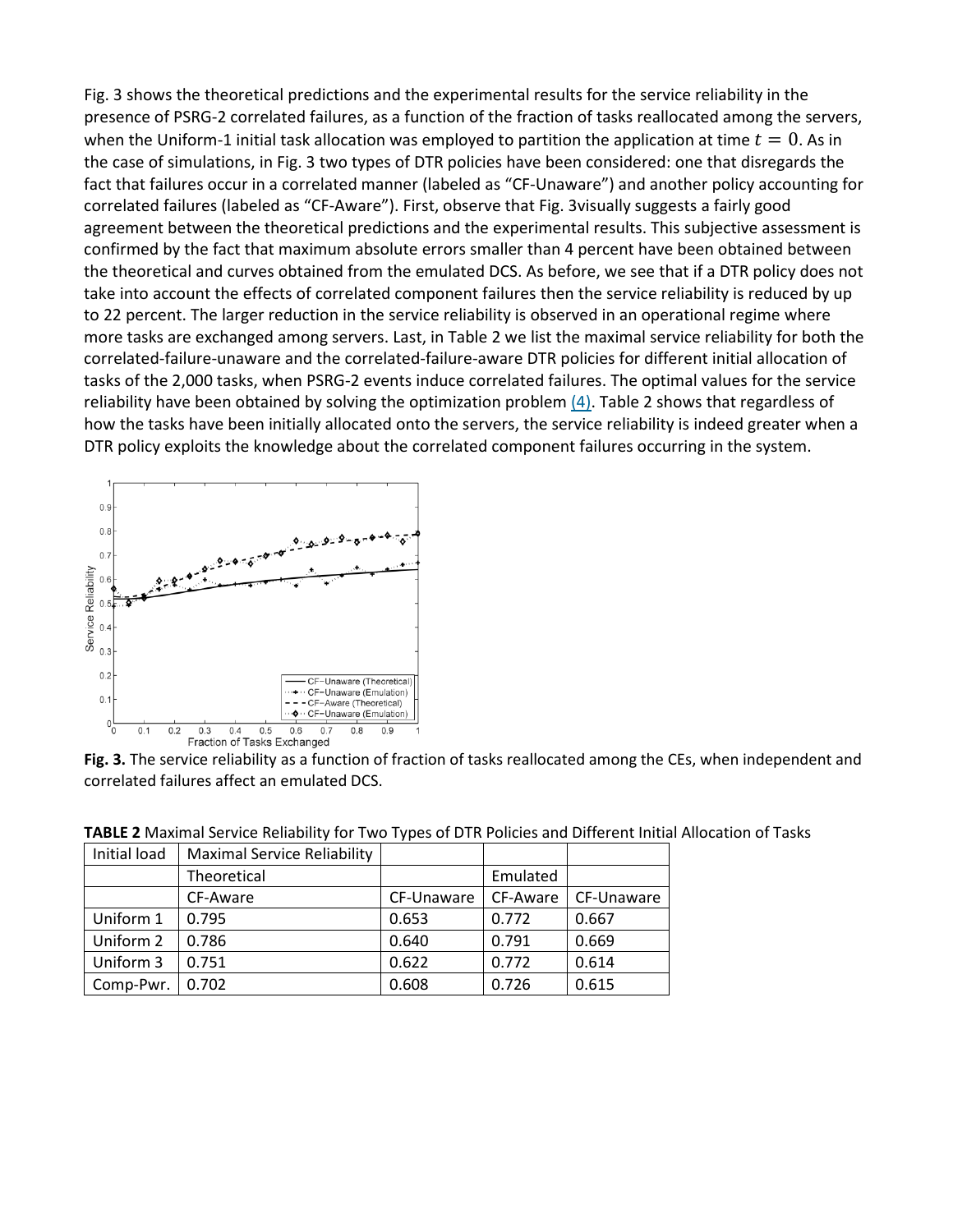Fig. 3 shows the theoretical predictions and the experimental results for the service reliability in the presence of PSRG-2 correlated failures, as a function of the fraction of tasks reallocated among the servers, when the Uniform-1 initial task allocation was employed to partition the application at time $t = 0$. As in the case of simulations, in Fig. 3 two types of DTR policies have been considered: one that disregards the fact that failures occur in a correlated manner (labeled as "CF-Unaware") and another policy accounting for correlated failures (labeled as "CF-Aware"). First, observe that Fig. 3visually suggests a fairly good agreement between the theoretical predictions and the experimental results. This subjective assessment is confirmed by the fact that maximum absolute errors smaller than 4 percent have been obtained between the theoretical and curves obtained from the emulated DCS. As before, we see that if a DTR policy does not take into account the effects of correlated component failures then the service reliability is reduced by up to 22 percent. The larger reduction in the service reliability is observed in an operational regime where more tasks are exchanged among servers. Last, in Table 2 we list the maximal service reliability for both the correlated-failure-unaware and the correlated-failure-aware DTR policies for different initial allocation of tasks of the 2,000 tasks, when PSRG-2 events induce correlated failures. The optimal values for the service reliability have been obtained by solving the optimization problem (4). Table 2 shows that regardless of how the tasks have been initially allocated onto the servers, the service reliability is indeed greater when a DTR policy exploits the knowledge about the correlated component failures occurring in the system.

**Fig. 3.** The service reliability as a function of fraction of tasks reallocated among the CEs, when independent and correlated failures affect an emulated DCS.

**TABLE 2** Maximal Service Reliability for Two Types of DTR Policies and Different Initial Allocation of Tasks

| Initial load | Maximal Service Reliability | | | |
| --- | --- | --- | --- | --- |
| | Theoretical | | Emulated | |
| | CF-Aware | CF-Unaware | CF-Aware | CF-Unaware |
| Uniform 1 | 0.795 | 0.653 | 0.772 | 0.667 |
| Uniform 2 | 0.786 | 0.640 | 0.791 | 0.669 |
| Uniform 3 | 0.751 | 0.622 | 0.772 | 0.614 |
| Comp-Pwr. | 0.702 | 0.608 | 0.726 | 0.615 |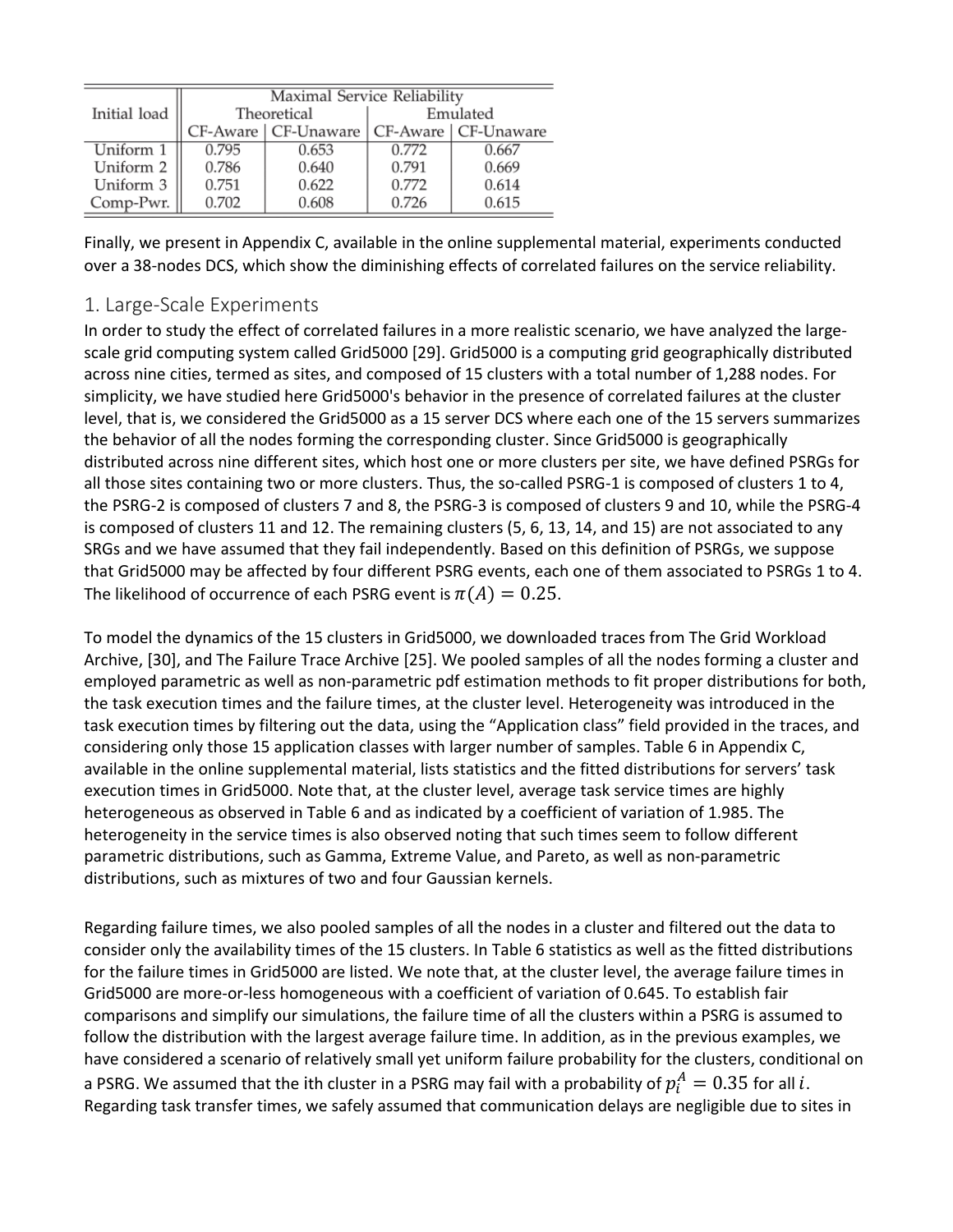| Initial load | Maximal Service Reliability | | | |
|---|---|---|---|---|
| | Theoretical | | Emulated | |
| | CF-Aware | CF-Unaware | CF-Aware | CF-Unaware |
| Uniform 1 | 0.795 | 0.653 | 0.772 | 0.667 |
| Uniform 2 | 0.786 | 0.640 | 0.791 | 0.669 |
| Uniform 3 | 0.751 | 0.622 | 0.772 | 0.614 |
| Comp-Pwr. | 0.702 | 0.608 | 0.726 | 0.615 |

Finally, we present in Appendix C, available in the online supplemental material, experiments conducted over a 38-nodes DCS, which show the diminishing effects of correlated failures on the service reliability.

## 1. Large-Scale Experiments

In order to study the effect of correlated failures in a more realistic scenario, we have analyzed the large-scale grid computing system called Grid5000 [29]. Grid5000 is a computing grid geographically distributed across nine cities, termed as sites, and composed of 15 clusters with a total number of 1,288 nodes. For simplicity, we have studied here Grid5000's behavior in the presence of correlated failures at the cluster level, that is, we considered the Grid5000 as a 15 server DCS where each one of the 15 servers summarizes the behavior of all the nodes forming the corresponding cluster. Since Grid5000 is geographically distributed across nine different sites, which host one or more clusters per site, we have defined PSRGs for all those sites containing two or more clusters. Thus, the so-called PSRG-1 is composed of clusters 1 to 4, the PSRG-2 is composed of clusters 7 and 8, the PSRG-3 is composed of clusters 9 and 10, while the PSRG-4 is composed of clusters 11 and 12. The remaining clusters (5, 6, 13, 14, and 15) are not associated to any SRGs and we have assumed that they fail independently. Based on this definition of PSRGs, we suppose that Grid5000 may be affected by four different PSRG events, each one of them associated to PSRGs 1 to 4. The likelihood of occurrence of each PSRG event is $\pi(A) = 0.25$.

To model the dynamics of the 15 clusters in Grid5000, we downloaded traces from The Grid Workload Archive, [30], and The Failure Trace Archive [25]. We pooled samples of all the nodes forming a cluster and employed parametric as well as non-parametric pdf estimation methods to fit proper distributions for both, the task execution times and the failure times, at the cluster level. Heterogeneity was introduced in the task execution times by filtering out the data, using the "Application class" field provided in the traces, and considering only those 15 application classes with larger number of samples. Table 6 in Appendix C, available in the online supplemental material, lists statistics and the fitted distributions for servers' task execution times in Grid5000. Note that, at the cluster level, average task service times are highly heterogeneous as observed in Table 6 and as indicated by a coefficient of variation of 1.985. The heterogeneity in the service times is also observed noting that such times seem to follow different parametric distributions, such as Gamma, Extreme Value, and Pareto, as well as non-parametric distributions, such as mixtures of two and four Gaussian kernels.

Regarding failure times, we also pooled samples of all the nodes in a cluster and filtered out the data to consider only the availability times of the 15 clusters. In Table 6 statistics as well as the fitted distributions for the failure times in Grid5000 are listed. We note that, at the cluster level, the average failure times in Grid5000 are more-or-less homogeneous with a coefficient of variation of 0.645. To establish fair comparisons and simplify our simulations, the failure time of all the clusters within a PSRG is assumed to follow the distribution with the largest average failure time. In addition, as in the previous examples, we have considered a scenario of relatively small yet uniform failure probability for the clusters, conditional on a PSRG. We assumed that the ith cluster in a PSRG may fail with a probability of $p_i^A = 0.35$ for all $i$. Regarding task transfer times, we safely assumed that communication delays are negligible due to sites in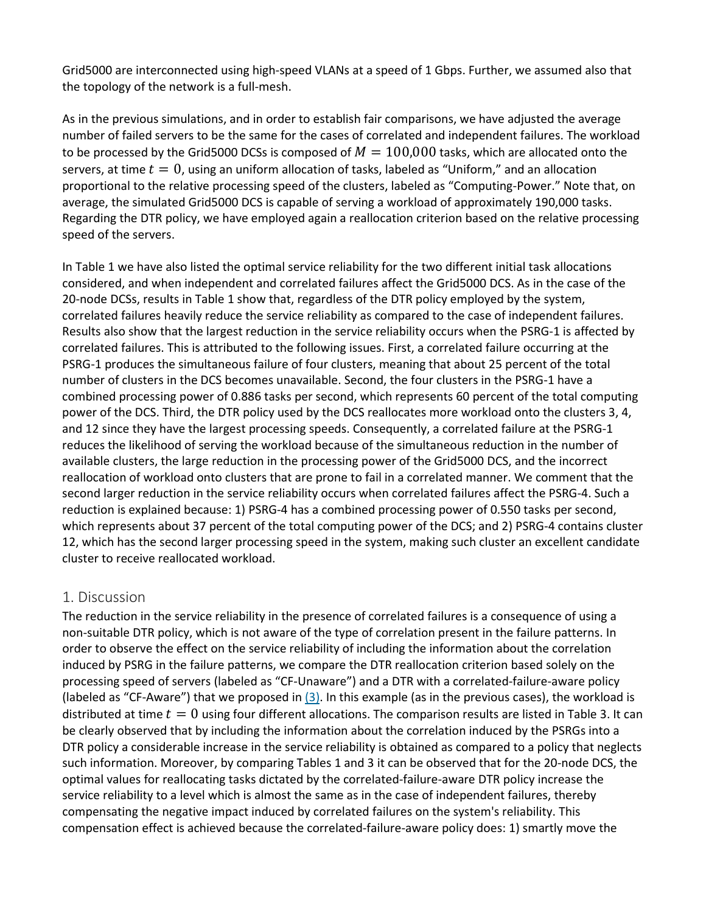Grid5000 are interconnected using high-speed VLANs at a speed of 1 Gbps. Further, we assumed also that the topology of the network is a full-mesh.

As in the previous simulations, and in order to establish fair comparisons, we have adjusted the average number of failed servers to be the same for the cases of correlated and independent failures. The workload to be processed by the Grid5000 DCSs is composed of $M = 100{,}000$ tasks, which are allocated onto the servers, at time $t = 0$, using an uniform allocation of tasks, labeled as "Uniform," and an allocation proportional to the relative processing speed of the clusters, labeled as "Computing-Power." Note that, on average, the simulated Grid5000 DCS is capable of serving a workload of approximately 190,000 tasks. Regarding the DTR policy, we have employed again a reallocation criterion based on the relative processing speed of the servers.

In Table 1 we have also listed the optimal service reliability for the two different initial task allocations considered, and when independent and correlated failures affect the Grid5000 DCS. As in the case of the 20-node DCSs, results in Table 1 show that, regardless of the DTR policy employed by the system, correlated failures heavily reduce the service reliability as compared to the case of independent failures. Results also show that the largest reduction in the service reliability occurs when the PSRG-1 is affected by correlated failures. This is attributed to the following issues. First, a correlated failure occurring at the PSRG-1 produces the simultaneous failure of four clusters, meaning that about 25 percent of the total number of clusters in the DCS becomes unavailable. Second, the four clusters in the PSRG-1 have a combined processing power of 0.886 tasks per second, which represents 60 percent of the total computing power of the DCS. Third, the DTR policy used by the DCS reallocates more workload onto the clusters 3, 4, and 12 since they have the largest processing speeds. Consequently, a correlated failure at the PSRG-1 reduces the likelihood of serving the workload because of the simultaneous reduction in the number of available clusters, the large reduction in the processing power of the Grid5000 DCS, and the incorrect reallocation of workload onto clusters that are prone to fail in a correlated manner. We comment that the second larger reduction in the service reliability occurs when correlated failures affect the PSRG-4. Such a reduction is explained because: 1) PSRG-4 has a combined processing power of 0.550 tasks per second, which represents about 37 percent of the total computing power of the DCS; and 2) PSRG-4 contains cluster 12, which has the second larger processing speed in the system, making such cluster an excellent candidate cluster to receive reallocated workload.

## 1. Discussion

The reduction in the service reliability in the presence of correlated failures is a consequence of using a non-suitable DTR policy, which is not aware of the type of correlation present in the failure patterns. In order to observe the effect on the service reliability of including the information about the correlation induced by PSRG in the failure patterns, we compare the DTR reallocation criterion based solely on the processing speed of servers (labeled as "CF-Unaware") and a DTR with a correlated-failure-aware policy (labeled as "CF-Aware") that we proposed in (3). In this example (as in the previous cases), the workload is distributed at time $t = 0$ using four different allocations. The comparison results are listed in Table 3. It can be clearly observed that by including the information about the correlation induced by the PSRGs into a DTR policy a considerable increase in the service reliability is obtained as compared to a policy that neglects such information. Moreover, by comparing Tables 1 and 3 it can be observed that for the 20-node DCS, the optimal values for reallocating tasks dictated by the correlated-failure-aware DTR policy increase the service reliability to a level which is almost the same as in the case of independent failures, thereby compensating the negative impact induced by correlated failures on the system's reliability. This compensation effect is achieved because the correlated-failure-aware policy does: 1) smartly move the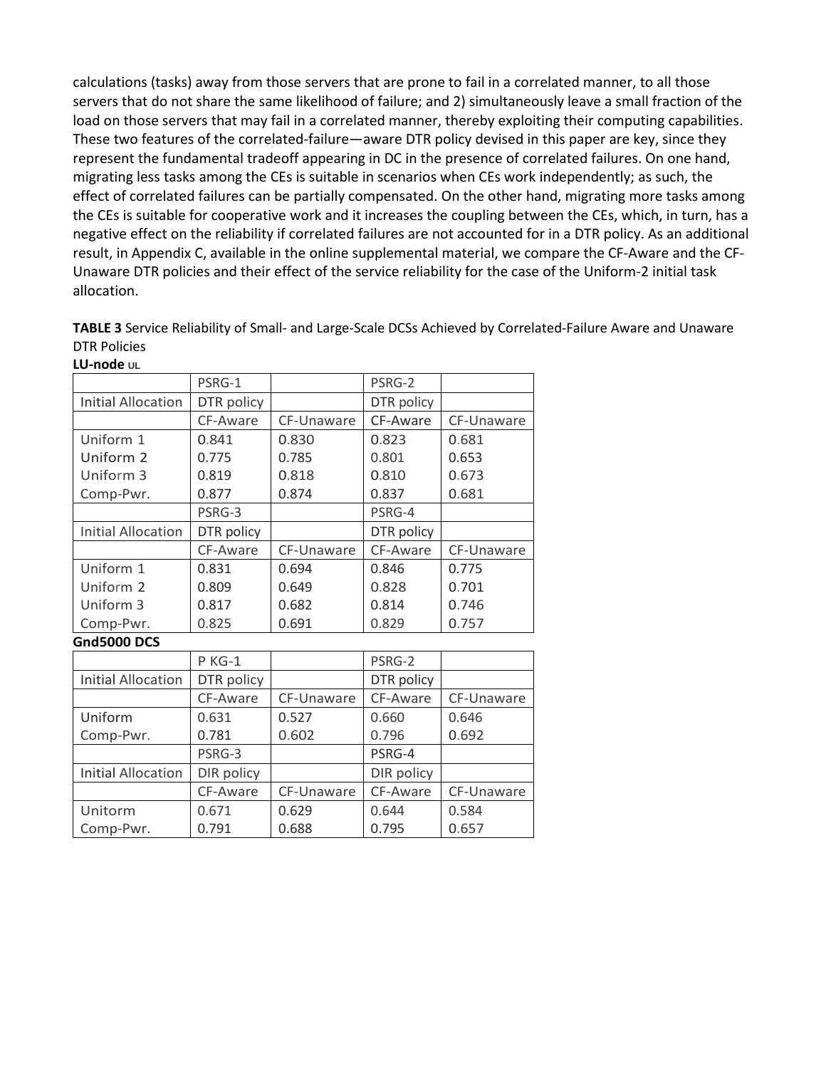calculations (tasks) away from those servers that are prone to fail in a correlated manner, to all those servers that do not share the same likelihood of failure; and 2) simultaneously leave a small fraction of the load on those servers that may fail in a correlated manner, thereby exploiting their computing capabilities. These two features of the correlated-failure—aware DTR policy devised in this paper are key, since they represent the fundamental tradeoff appearing in DC in the presence of correlated failures. On one hand, migrating less tasks among the CEs is suitable in scenarios when CEs work independently; as such, the effect of correlated failures can be partially compensated. On the other hand, migrating more tasks among the CEs is suitable for cooperative work and it increases the coupling between the CEs, which, in turn, has a negative effect on the reliability if correlated failures are not accounted for in a DTR policy. As an additional result, in Appendix C, available in the online supplemental material, we compare the CF-Aware and the CF-Unaware DTR policies and their effect of the service reliability for the case of the Uniform-2 initial task allocation.

**TABLE 3** Service Reliability of Small- and Large-Scale DCSs Achieved by Correlated-Failure Aware and Unaware DTR Policies

**LU-node UL**

| | PSRG-1 | | PSRG-2 | |
|---|---|---|---|---|
| Initial Allocation | DTR policy | | DTR policy | |
| | CF-Aware | CF-Unaware | CF-Aware | CF-Unaware |
| Uniform 1 | 0.841 | 0.830 | 0.823 | 0.681 |
| Uniform 2 | 0.775 | 0.785 | 0.801 | 0.653 |
| Uniform 3 | 0.819 | 0.818 | 0.810 | 0.673 |
| Comp-Pwr. | 0.877 | 0.874 | 0.837 | 0.681 |
| | PSRG-3 | | PSRG-4 | |
| Initial Allocation | DTR policy | | DTR policy | |
| | CF-Aware | CF-Unaware | CF-Aware | CF-Unaware |
| Uniform 1 | 0.831 | 0.694 | 0.846 | 0.775 |
| Uniform 2 | 0.809 | 0.649 | 0.828 | 0.701 |
| Uniform 3 | 0.817 | 0.682 | 0.814 | 0.746 |
| Comp-Pwr. | 0.825 | 0.691 | 0.829 | 0.757 |

**Gnd5000 DCS**

| | P KG-1 | | PSRG-2 | |
|---|---|---|---|---|
| Initial Allocation | DTR policy | | DTR policy | |
| | CF-Aware | CF-Unaware | CF-Aware | CF-Unaware |
| Uniform | 0.631 | 0.527 | 0.660 | 0.646 |
| Comp-Pwr. | 0.781 | 0.602 | 0.796 | 0.692 |
| | PSRG-3 | | PSRG-4 | |
| Initial Allocation | DIR policy | | DIR policy | |
| | CF-Aware | CF-Unaware | CF-Aware | CF-Unaware |
| Unitorm | 0.671 | 0.629 | 0.644 | 0.584 |
| Comp-Pwr. | 0.791 | 0.688 | 0.795 | 0.657 |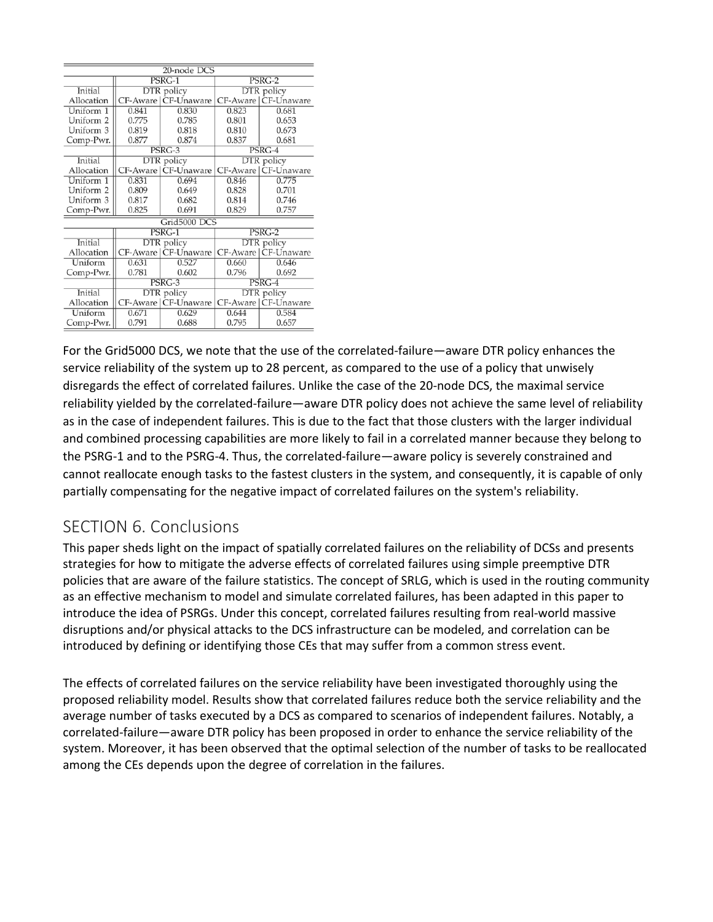| 20-node DCS | | | | |
|---|---|---|---|---|
| | PSRG-1 | | PSRG-2 | |
| Initial | DTR policy | | DTR policy | |
| Allocation | CF-Aware | CF-Unaware | CF-Aware | CF-Unaware |
| Uniform 1 | 0.841 | 0.830 | 0.823 | 0.681 |
| Uniform 2 | 0.775 | 0.785 | 0.801 | 0.653 |
| Uniform 3 | 0.819 | 0.818 | 0.810 | 0.673 |
| Comp-Pwr. | 0.877 | 0.874 | 0.837 | 0.681 |
| | PSRG-3 | | PSRG-4 | |
| Initial | DTR policy | | DTR policy | |
| Allocation | CF-Aware | CF-Unaware | CF-Aware | CF-Unaware |
| Uniform 1 | 0.831 | 0.694 | 0.846 | 0.775 |
| Uniform 2 | 0.809 | 0.649 | 0.828 | 0.701 |
| Uniform 3 | 0.817 | 0.682 | 0.814 | 0.746 |
| Comp-Pwr. | 0.825 | 0.691 | 0.829 | 0.757 |
| Grid5000 DCS | | | | |
| | PSRG-1 | | PSRG-2 | |
| Initial | DTR policy | | DTR policy | |
| Allocation | CF-Aware | CF-Unaware | CF-Aware | CF-Unaware |
| Uniform | 0.631 | 0.527 | 0.660 | 0.646 |
| Comp-Pwr. | 0.781 | 0.602 | 0.796 | 0.692 |
| | PSRG-3 | | PSRG-4 | |
| Initial | DTR policy | | DTR policy | |
| Allocation | CF-Aware | CF-Unaware | CF-Aware | CF-Unaware |
| Uniform | 0.671 | 0.629 | 0.644 | 0.584 |
| Comp-Pwr. | 0.791 | 0.688 | 0.795 | 0.657 |

For the Grid5000 DCS, we note that the use of the correlated-failure—aware DTR policy enhances the service reliability of the system up to 28 percent, as compared to the use of a policy that unwisely disregards the effect of correlated failures. Unlike the case of the 20-node DCS, the maximal service reliability yielded by the correlated-failure—aware DTR policy does not achieve the same level of reliability as in the case of independent failures. This is due to the fact that those clusters with the larger individual and combined processing capabilities are more likely to fail in a correlated manner because they belong to the PSRG-1 and to the PSRG-4. Thus, the correlated-failure—aware policy is severely constrained and cannot reallocate enough tasks to the fastest clusters in the system, and consequently, it is capable of only partially compensating for the negative impact of correlated failures on the system's reliability.

## SECTION 6. Conclusions

This paper sheds light on the impact of spatially correlated failures on the reliability of DCSs and presents strategies for how to mitigate the adverse effects of correlated failures using simple preemptive DTR policies that are aware of the failure statistics. The concept of SRLG, which is used in the routing community as an effective mechanism to model and simulate correlated failures, has been adapted in this paper to introduce the idea of PSRGs. Under this concept, correlated failures resulting from real-world massive disruptions and/or physical attacks to the DCS infrastructure can be modeled, and correlation can be introduced by defining or identifying those CEs that may suffer from a common stress event.

The effects of correlated failures on the service reliability have been investigated thoroughly using the proposed reliability model. Results show that correlated failures reduce both the service reliability and the average number of tasks executed by a DCS as compared to scenarios of independent failures. Notably, a correlated-failure—aware DTR policy has been proposed in order to enhance the service reliability of the system. Moreover, it has been observed that the optimal selection of the number of tasks to be reallocated among the CEs depends upon the degree of correlation in the failures.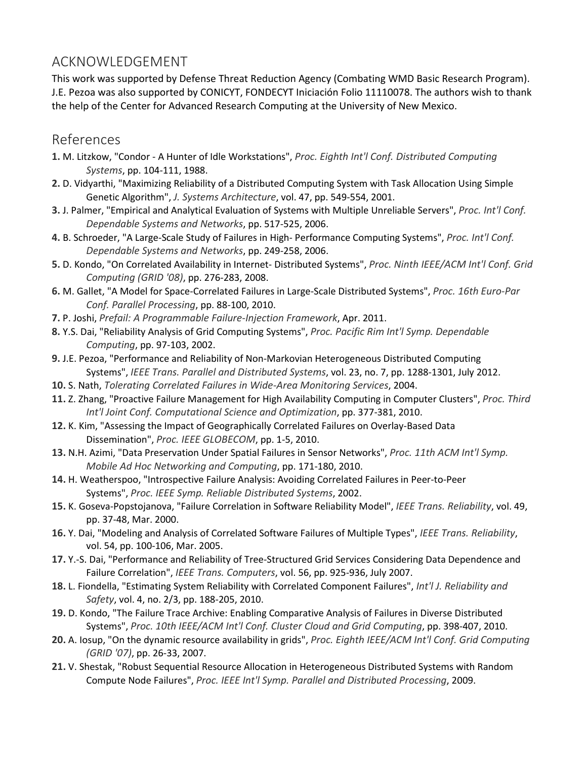## ACKNOWLEDGEMENT

This work was supported by Defense Threat Reduction Agency (Combating WMD Basic Research Program). J.E. Pezoa was also supported by CONICYT, FONDECYT Iniciación Folio 11110078. The authors wish to thank the help of the Center for Advanced Research Computing at the University of New Mexico.

## References

**1.** M. Litzkow, "Condor - A Hunter of Idle Workstations", *Proc. Eighth Int'l Conf. Distributed Computing Systems*, pp. 104-111, 1988.

**2.** D. Vidyarthi, "Maximizing Reliability of a Distributed Computing System with Task Allocation Using Simple Genetic Algorithm", *J. Systems Architecture*, vol. 47, pp. 549-554, 2001.

**3.** J. Palmer, "Empirical and Analytical Evaluation of Systems with Multiple Unreliable Servers", *Proc. Int'l Conf. Dependable Systems and Networks*, pp. 517-525, 2006.

**4.** B. Schroeder, "A Large-Scale Study of Failures in High- Performance Computing Systems", *Proc. Int'l Conf. Dependable Systems and Networks*, pp. 249-258, 2006.

**5.** D. Kondo, "On Correlated Availability in Internet- Distributed Systems", *Proc. Ninth IEEE/ACM Int'l Conf. Grid Computing (GRID '08)*, pp. 276-283, 2008.

**6.** M. Gallet, "A Model for Space-Correlated Failures in Large-Scale Distributed Systems", *Proc. 16th Euro-Par Conf. Parallel Processing*, pp. 88-100, 2010.

**7.** P. Joshi, *Prefail: A Programmable Failure-Injection Framework*, Apr. 2011.

**8.** Y.S. Dai, "Reliability Analysis of Grid Computing Systems", *Proc. Pacific Rim Int'l Symp. Dependable Computing*, pp. 97-103, 2002.

**9.** J.E. Pezoa, "Performance and Reliability of Non-Markovian Heterogeneous Distributed Computing Systems", *IEEE Trans. Parallel and Distributed Systems*, vol. 23, no. 7, pp. 1288-1301, July 2012.

**10.** S. Nath, *Tolerating Correlated Failures in Wide-Area Monitoring Services*, 2004.

**11.** Z. Zhang, "Proactive Failure Management for High Availability Computing in Computer Clusters", *Proc. Third Int'l Joint Conf. Computational Science and Optimization*, pp. 377-381, 2010.

**12.** K. Kim, "Assessing the Impact of Geographically Correlated Failures on Overlay-Based Data Dissemination", *Proc. IEEE GLOBECOM*, pp. 1-5, 2010.

**13.** N.H. Azimi, "Data Preservation Under Spatial Failures in Sensor Networks", *Proc. 11th ACM Int'l Symp. Mobile Ad Hoc Networking and Computing*, pp. 171-180, 2010.

**14.** H. Weatherspoo, "Introspective Failure Analysis: Avoiding Correlated Failures in Peer-to-Peer Systems", *Proc. IEEE Symp. Reliable Distributed Systems*, 2002.

**15.** K. Goseva-Popstojanova, "Failure Correlation in Software Reliability Model", *IEEE Trans. Reliability*, vol. 49, pp. 37-48, Mar. 2000.

**16.** Y. Dai, "Modeling and Analysis of Correlated Software Failures of Multiple Types", *IEEE Trans. Reliability*, vol. 54, pp. 100-106, Mar. 2005.

**17.** Y.-S. Dai, "Performance and Reliability of Tree-Structured Grid Services Considering Data Dependence and Failure Correlation", *IEEE Trans. Computers*, vol. 56, pp. 925-936, July 2007.

**18.** L. Fiondella, "Estimating System Reliability with Correlated Component Failures", *Int'l J. Reliability and Safety*, vol. 4, no. 2/3, pp. 188-205, 2010.

**19.** D. Kondo, "The Failure Trace Archive: Enabling Comparative Analysis of Failures in Diverse Distributed Systems", *Proc. 10th IEEE/ACM Int'l Conf. Cluster Cloud and Grid Computing*, pp. 398-407, 2010.

**20.** A. Iosup, "On the dynamic resource availability in grids", *Proc. Eighth IEEE/ACM Int'l Conf. Grid Computing (GRID '07)*, pp. 26-33, 2007.

**21.** V. Shestak, "Robust Sequential Resource Allocation in Heterogeneous Distributed Systems with Random Compute Node Failures", *Proc. IEEE Int'l Symp. Parallel and Distributed Processing*, 2009.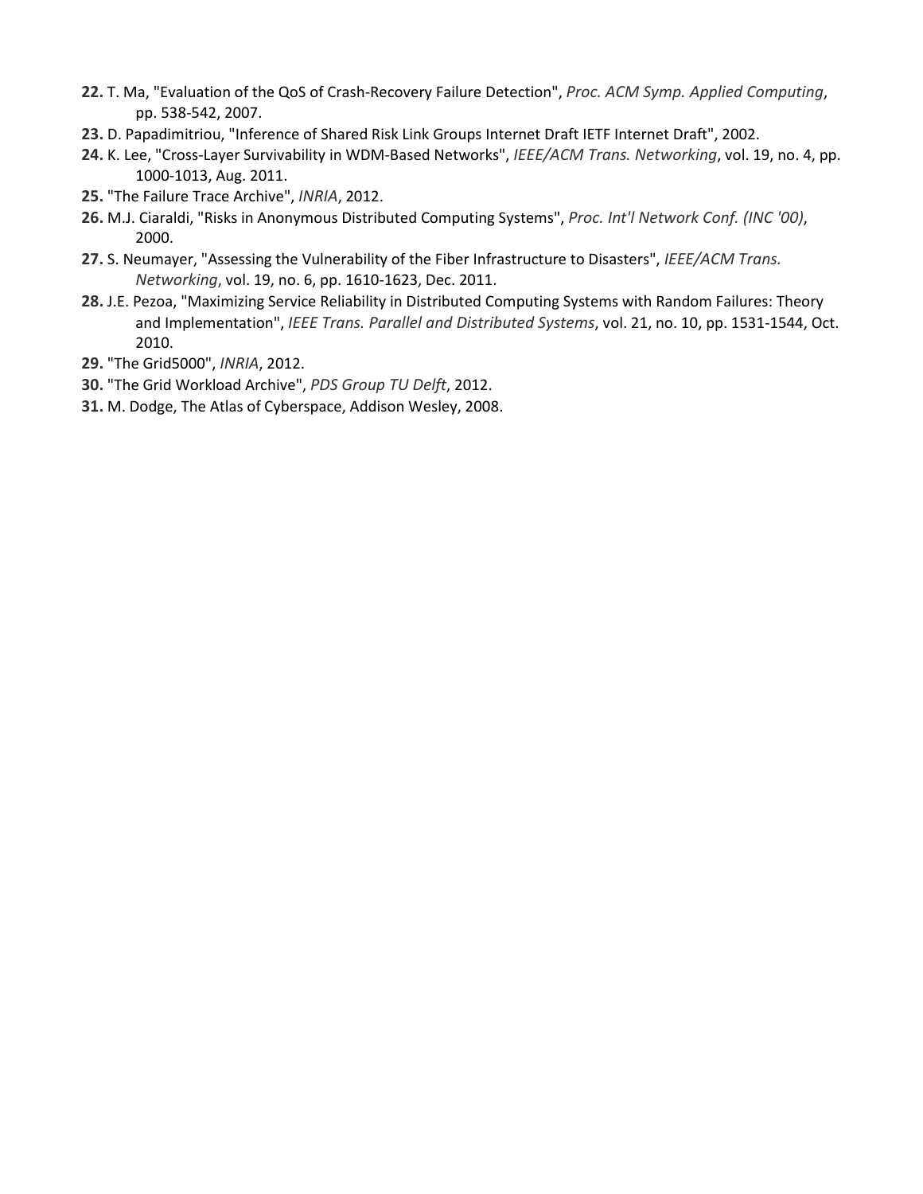**22.** T. Ma, "Evaluation of the QoS of Crash-Recovery Failure Detection", *Proc. ACM Symp. Applied Computing*, pp. 538-542, 2007.

**23.** D. Papadimitriou, "Inference of Shared Risk Link Groups Internet Draft IETF Internet Draft", 2002.

**24.** K. Lee, "Cross-Layer Survivability in WDM-Based Networks", *IEEE/ACM Trans. Networking*, vol. 19, no. 4, pp. 1000-1013, Aug. 2011.

**25.** "The Failure Trace Archive", *INRIA*, 2012.

**26.** M.J. Ciaraldi, "Risks in Anonymous Distributed Computing Systems", *Proc. Int'l Network Conf. (INC '00)*, 2000.

**27.** S. Neumayer, "Assessing the Vulnerability of the Fiber Infrastructure to Disasters", *IEEE/ACM Trans. Networking*, vol. 19, no. 6, pp. 1610-1623, Dec. 2011.

**28.** J.E. Pezoa, "Maximizing Service Reliability in Distributed Computing Systems with Random Failures: Theory and Implementation", *IEEE Trans. Parallel and Distributed Systems*, vol. 21, no. 10, pp. 1531-1544, Oct. 2010.

**29.** "The Grid5000", *INRIA*, 2012.

**30.** "The Grid Workload Archive", *PDS Group TU Delft*, 2012.

**31.** M. Dodge, The Atlas of Cyberspace, Addison Wesley, 2008.